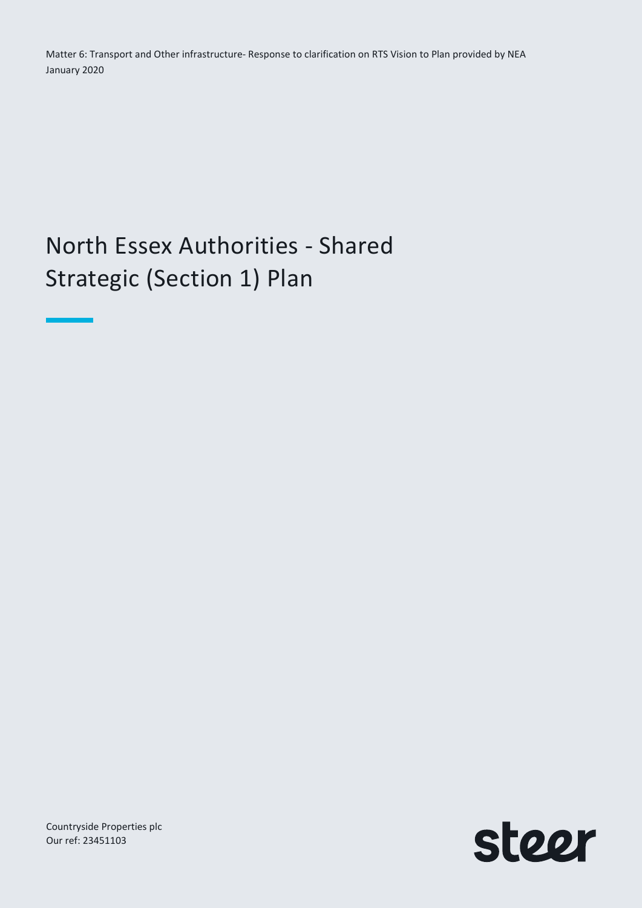Matter 6: Transport and Other infrastructure- Response to clarification on RTS Vision to Plan provided by NEA
January 2020

# North Essex Authorities - Shared Strategic (Section 1) Plan

Countryside Properties plc
Our ref: 23451103

steer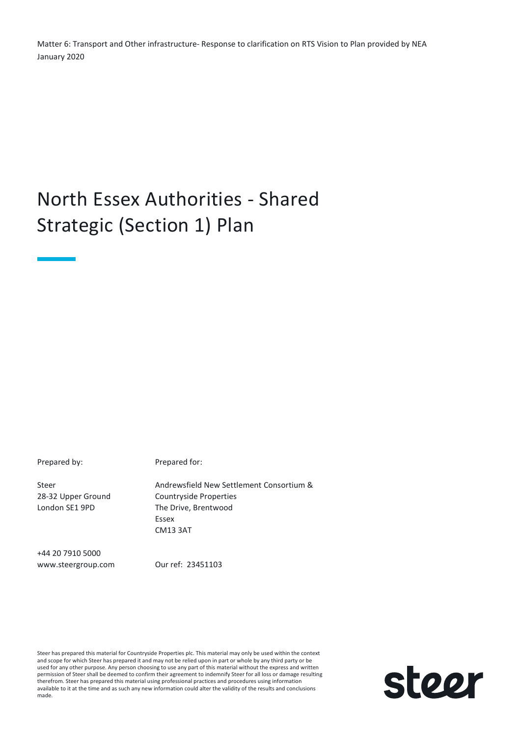Matter 6: Transport and Other infrastructure- Response to clarification on RTS Vision to Plan provided by NEA
January 2020

# North Essex Authorities - Shared Strategic (Section 1) Plan

| Prepared by: | Prepared for: |
|---|---|
| Steer<br>28-32 Upper Ground<br>London SE1 9PD | Andrewsfield New Settlement Consortium &<br>Countryside Properties<br>The Drive, Brentwood<br>Essex<br>CM13 3AT |
| +44 20 7910 5000<br>www.steergroup.com | Our ref: 23451103 |

Steer has prepared this material for Countryside Properties plc. This material may only be used within the context and scope for which Steer has prepared it and may not be relied upon in part or whole by any third party or be used for any other purpose. Any person choosing to use any part of this material without the express and written permission of Steer shall be deemed to confirm their agreement to indemnify Steer for all loss or damage resulting therefrom. Steer has prepared this material using professional practices and procedures using information available to it at the time and as such any new information could alter the validity of the results and conclusions made.

steer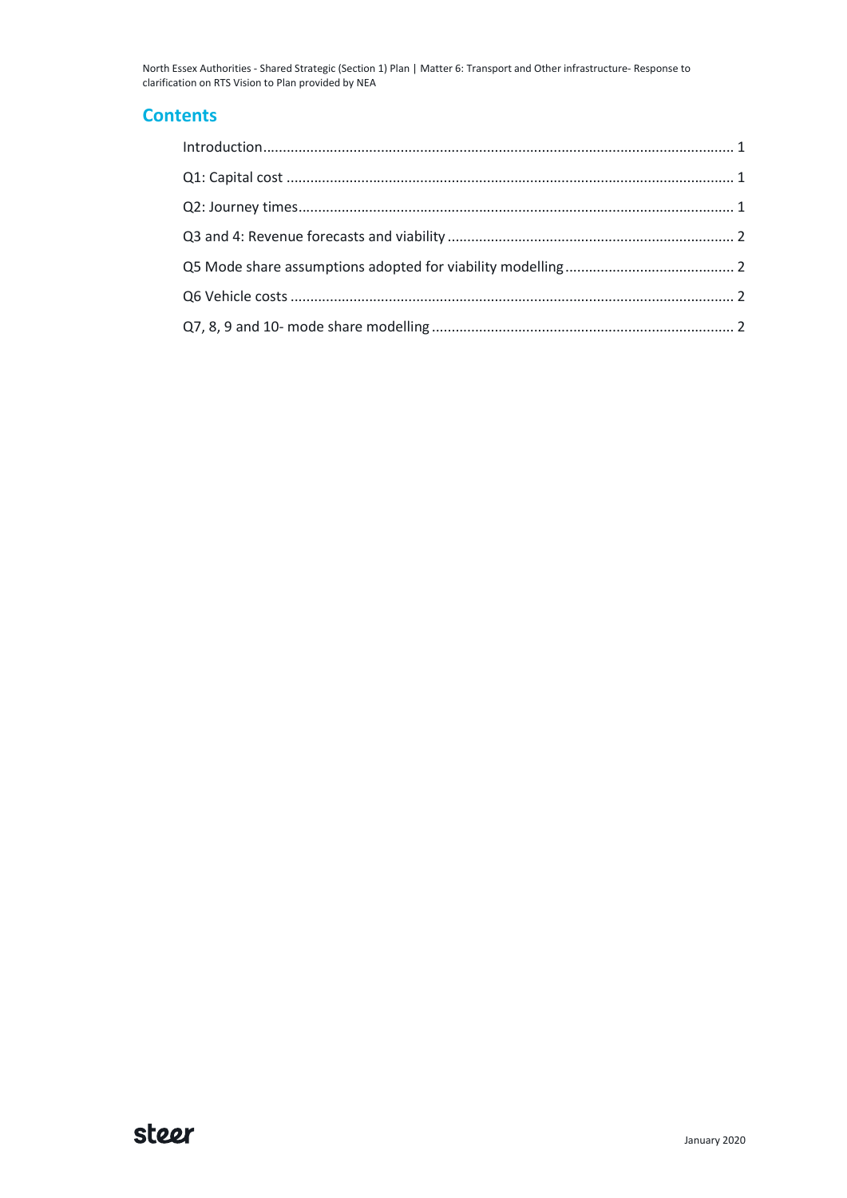## Contents

Introduction ........................................................................................................ 1

Q1: Capital cost .................................................................................................. 1

Q2: Journey times ................................................................................................ 1

Q3 and 4: Revenue forecasts and viability .......................................................... 2

Q5 Mode share assumptions adopted for viability modelling ............................. 2

Q6 Vehicle costs .................................................................................................. 2

Q7, 8, 9 and 10- mode share modelling .............................................................. 2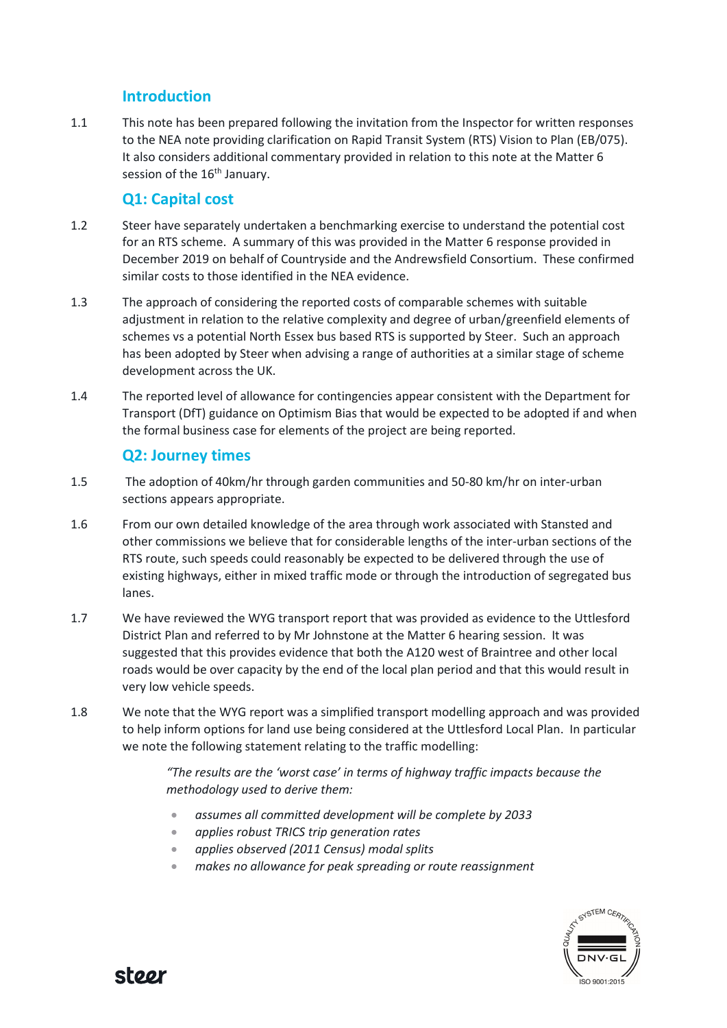## Introduction

1.1 This note has been prepared following the invitation from the Inspector for written responses to the NEA note providing clarification on Rapid Transit System (RTS) Vision to Plan (EB/075). It also considers additional commentary provided in relation to this note at the Matter 6 session of the 16th January.

## Q1: Capital cost

1.2 Steer have separately undertaken a benchmarking exercise to understand the potential cost for an RTS scheme. A summary of this was provided in the Matter 6 response provided in December 2019 on behalf of Countryside and the Andrewsfield Consortium. These confirmed similar costs to those identified in the NEA evidence.

1.3 The approach of considering the reported costs of comparable schemes with suitable adjustment in relation to the relative complexity and degree of urban/greenfield elements of schemes vs a potential North Essex bus based RTS is supported by Steer. Such an approach has been adopted by Steer when advising a range of authorities at a similar stage of scheme development across the UK.

1.4 The reported level of allowance for contingencies appear consistent with the Department for Transport (DfT) guidance on Optimism Bias that would be expected to be adopted if and when the formal business case for elements of the project are being reported.

## Q2: Journey times

1.5 The adoption of 40km/hr through garden communities and 50-80 km/hr on inter-urban sections appears appropriate.

1.6 From our own detailed knowledge of the area through work associated with Stansted and other commissions we believe that for considerable lengths of the inter-urban sections of the RTS route, such speeds could reasonably be expected to be delivered through the use of existing highways, either in mixed traffic mode or through the introduction of segregated bus lanes.

1.7 We have reviewed the WYG transport report that was provided as evidence to the Uttlesford District Plan and referred to by Mr Johnstone at the Matter 6 hearing session. It was suggested that this provides evidence that both the A120 west of Braintree and other local roads would be over capacity by the end of the local plan period and that this would result in very low vehicle speeds.

1.8 We note that the WYG report was a simplified transport modelling approach and was provided to help inform options for land use being considered at the Uttlesford Local Plan. In particular we note the following statement relating to the traffic modelling:

> *"The results are the 'worst case' in terms of highway traffic impacts because the methodology used to derive them:*
>
> - *assumes all committed development will be complete by 2033*
> - *applies robust TRICS trip generation rates*
> - *applies observed (2011 Census) modal splits*
> - *makes no allowance for peak spreading or route reassignment*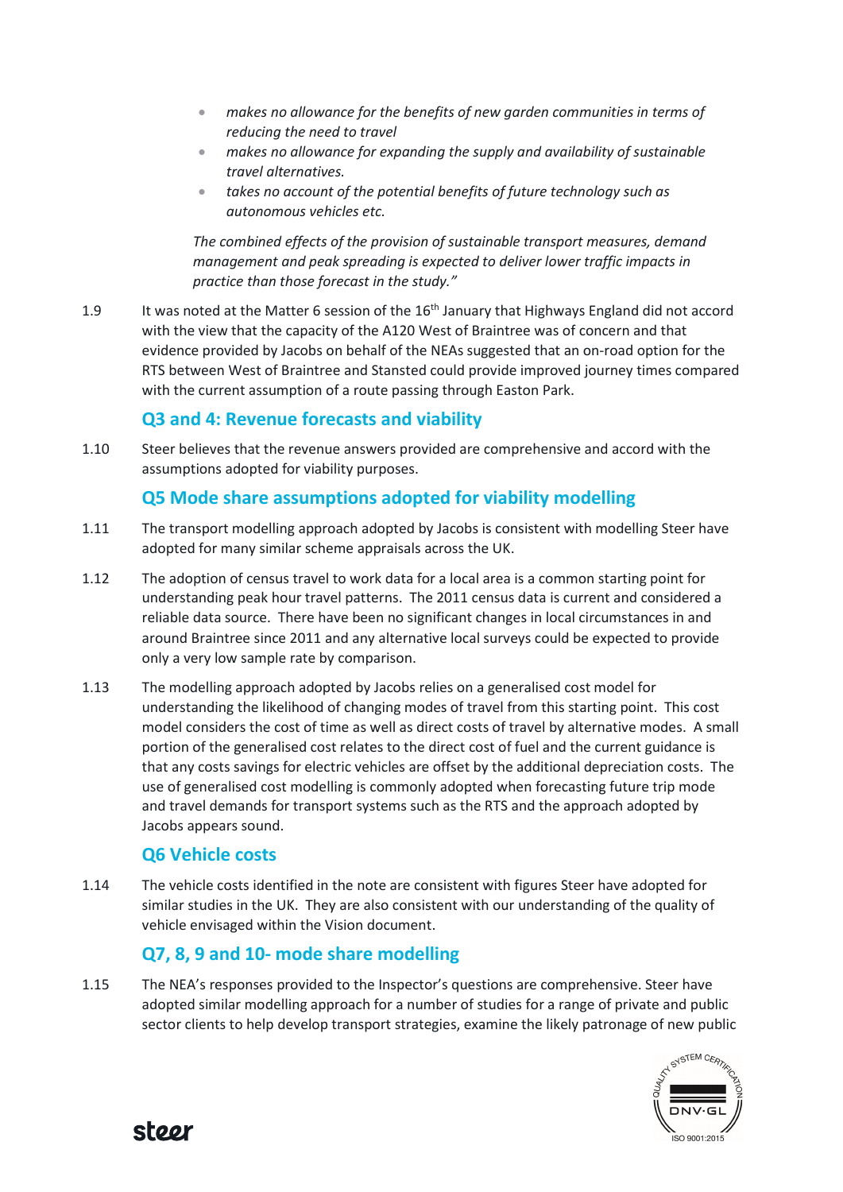- *makes no allowance for the benefits of new garden communities in terms of reducing the need to travel*
- *makes no allowance for expanding the supply and availability of sustainable travel alternatives.*
- *takes no account of the potential benefits of future technology such as autonomous vehicles etc.*

*The combined effects of the provision of sustainable transport measures, demand management and peak spreading is expected to deliver lower traffic impacts in practice than those forecast in the study."*

1.9 It was noted at the Matter 6 session of the 16th January that Highways England did not accord with the view that the capacity of the A120 West of Braintree was of concern and that evidence provided by Jacobs on behalf of the NEAs suggested that an on-road option for the RTS between West of Braintree and Stansted could provide improved journey times compared with the current assumption of a route passing through Easton Park.

## Q3 and 4: Revenue forecasts and viability

1.10 Steer believes that the revenue answers provided are comprehensive and accord with the assumptions adopted for viability purposes.

## Q5 Mode share assumptions adopted for viability modelling

1.11 The transport modelling approach adopted by Jacobs is consistent with modelling Steer have adopted for many similar scheme appraisals across the UK.

1.12 The adoption of census travel to work data for a local area is a common starting point for understanding peak hour travel patterns. The 2011 census data is current and considered a reliable data source. There have been no significant changes in local circumstances in and around Braintree since 2011 and any alternative local surveys could be expected to provide only a very low sample rate by comparison.

1.13 The modelling approach adopted by Jacobs relies on a generalised cost model for understanding the likelihood of changing modes of travel from this starting point. This cost model considers the cost of time as well as direct costs of travel by alternative modes. A small portion of the generalised cost relates to the direct cost of fuel and the current guidance is that any costs savings for electric vehicles are offset by the additional depreciation costs. The use of generalised cost modelling is commonly adopted when forecasting future trip mode and travel demands for transport systems such as the RTS and the approach adopted by Jacobs appears sound.

## Q6 Vehicle costs

1.14 The vehicle costs identified in the note are consistent with figures Steer have adopted for similar studies in the UK. They are also consistent with our understanding of the quality of vehicle envisaged within the Vision document.

## Q7, 8, 9 and 10- mode share modelling

1.15 The NEA's responses provided to the Inspector's questions are comprehensive. Steer have adopted similar modelling approach for a number of studies for a range of private and public sector clients to help develop transport strategies, examine the likely patronage of new public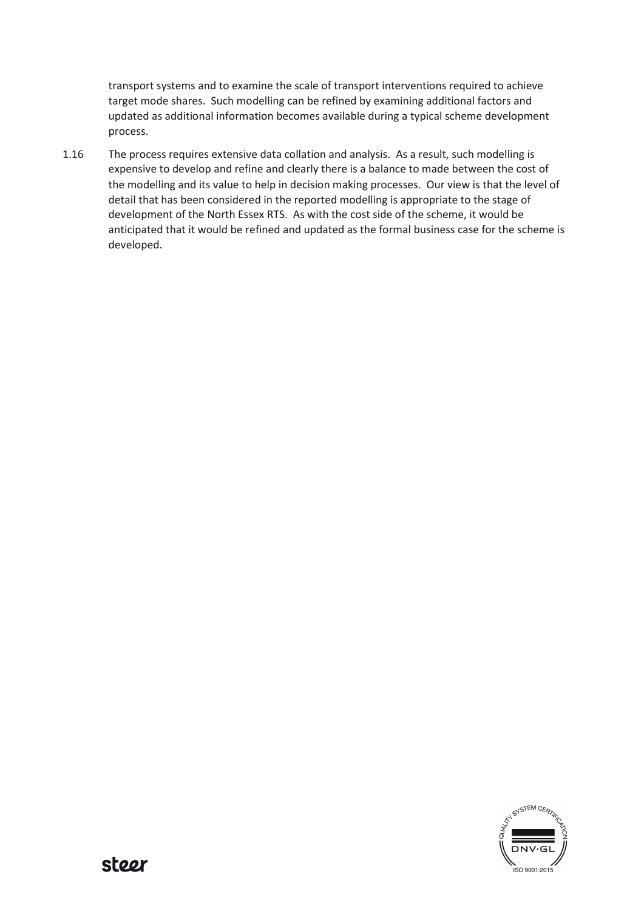transport systems and to examine the scale of transport interventions required to achieve target mode shares. Such modelling can be refined by examining additional factors and updated as additional information becomes available during a typical scheme development process.

1.16 The process requires extensive data collation and analysis. As a result, such modelling is expensive to develop and refine and clearly there is a balance to made between the cost of the modelling and its value to help in decision making processes. Our view is that the level of detail that has been considered in the reported modelling is appropriate to the stage of development of the North Essex RTS. As with the cost side of the scheme, it would be anticipated that it would be refined and updated as the formal business case for the scheme is developed.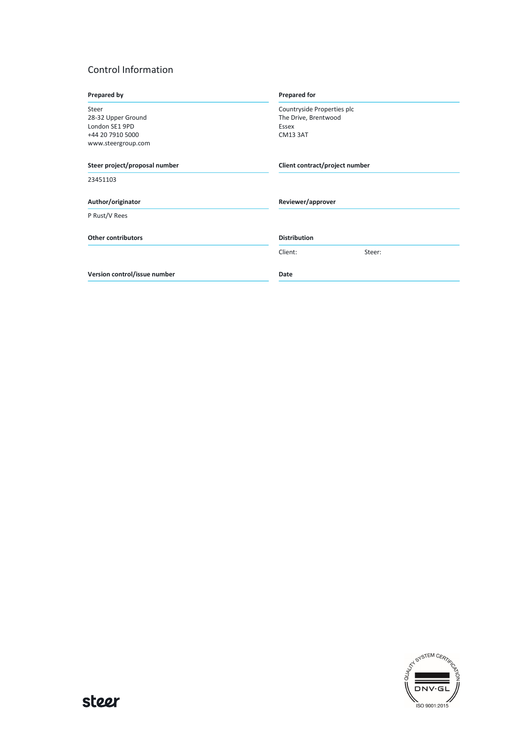# Control Information

| Prepared by | Prepared for |
|---|---|
| Steer<br>28-32 Upper Ground<br>London SE1 9PD<br>+44 20 7910 5000<br>www.steergroup.com | Countryside Properties plc<br>The Drive, Brentwood<br>Essex<br>CM13 3AT |

| Steer project/proposal number | Client contract/project number |
|---|---|
| 23451103 | |

| Author/originator | Reviewer/approver |
|---|---|
| P Rust/V Rees | |

| Other contributors | Distribution | |
|---|---|---|
| | Client: | Steer: |

| Version control/issue number | Date |
|---|---|
| | |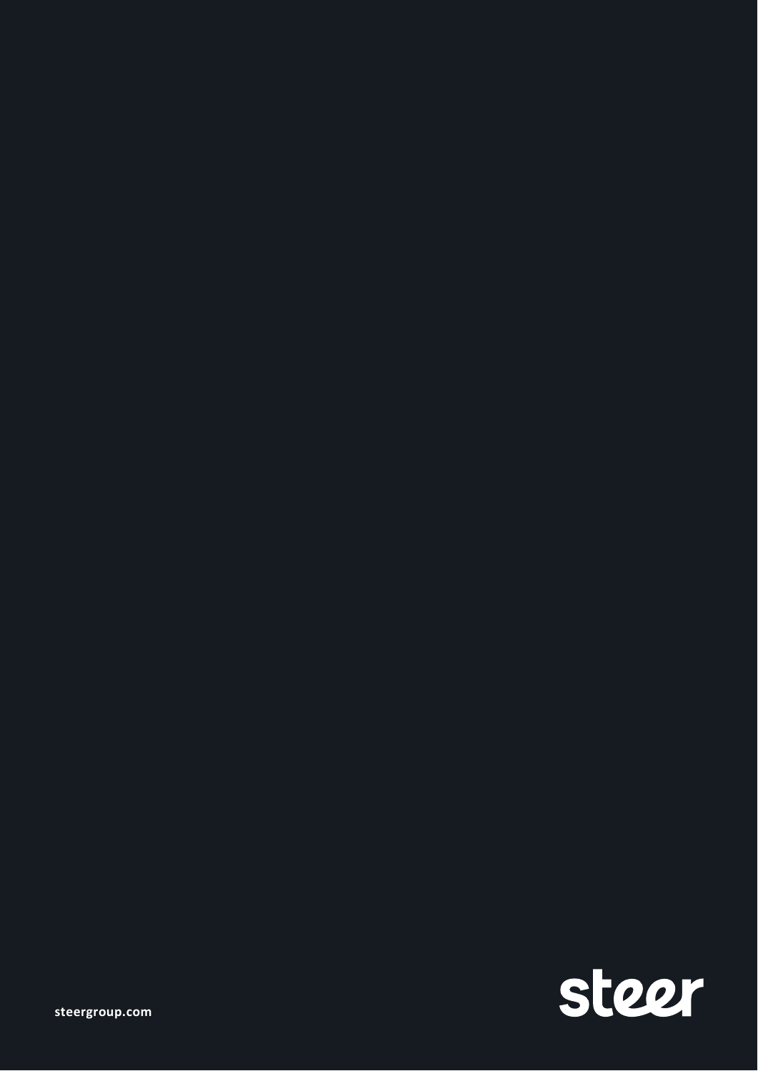steergroup.com

steer